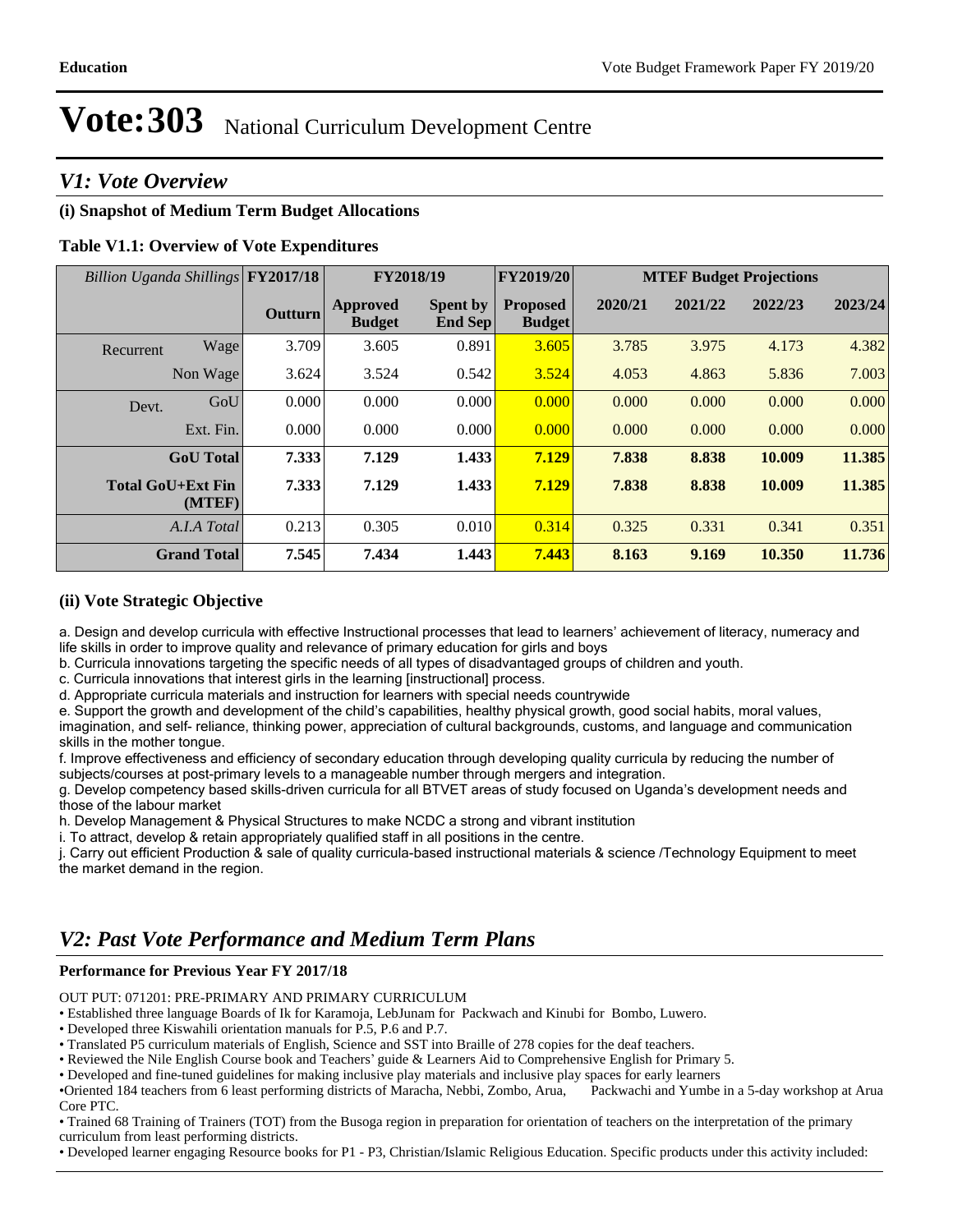# Vote:303 National Curriculum Development Centre

## V1: Vote Overview

### (i) Snapshot of Medium Term Budget Allocations

**Table V1.1: Overview of Vote Expenditures**

| *Billion Uganda Shillings* | | FY2017/18 | FY2018/19 | | FY2019/20 | MTEF Budget Projections | | | |
|---|---|---|---|---|---|---|---|---|---|
| | | **Outturn** | **Approved Budget** | **Spent by End Sep** | **Proposed Budget** | **2020/21** | **2021/22** | **2022/23** | **2023/24** |
| Recurrent | Wage | 3.709 | 3.605 | 0.891 | 3.605 | 3.785 | 3.975 | 4.173 | 4.382 |
| | Non Wage | 3.624 | 3.524 | 0.542 | 3.524 | 4.053 | 4.863 | 5.836 | 7.003 |
| Devt. | GoU | 0.000 | 0.000 | 0.000 | 0.000 | 0.000 | 0.000 | 0.000 | 0.000 |
| | Ext. Fin. | 0.000 | 0.000 | 0.000 | 0.000 | 0.000 | 0.000 | 0.000 | 0.000 |
| | **GoU Total** | **7.333** | **7.129** | **1.433** | **7.129** | **7.838** | **8.838** | **10.009** | **11.385** |
| | **Total GoU+Ext Fin (MTEF)** | **7.333** | **7.129** | **1.433** | **7.129** | **7.838** | **8.838** | **10.009** | **11.385** |
| | *A.I.A Total* | 0.213 | 0.305 | 0.010 | 0.314 | 0.325 | 0.331 | 0.341 | 0.351 |
| | **Grand Total** | **7.545** | **7.434** | **1.443** | **7.443** | **8.163** | **9.169** | **10.350** | **11.736** |

### (ii) Vote Strategic Objective

a. Design and develop curricula with effective Instructional processes that lead to learners' achievement of literacy, numeracy and life skills in order to improve quality and relevance of primary education for girls and boys
b. Curricula innovations targeting the specific needs of all types of disadvantaged groups of children and youth.
c. Curricula innovations that interest girls in the learning [instructional] process.
d. Appropriate curricula materials and instruction for learners with special needs countrywide
e. Support the growth and development of the child's capabilities, healthy physical growth, good social habits, moral values, imagination, and self- reliance, thinking power, appreciation of cultural backgrounds, customs, and language and communication skills in the mother tongue.
f. Improve effectiveness and efficiency of secondary education through developing quality curricula by reducing the number of subjects/courses at post-primary levels to a manageable number through mergers and integration.
g. Develop competency based skills-driven curricula for all BTVET areas of study focused on Uganda's development needs and those of the labour market
h. Develop Management & Physical Structures to make NCDC a strong and vibrant institution
i. To attract, develop & retain appropriately qualified staff in all positions in the centre.
j. Carry out efficient Production & sale of quality curricula-based instructional materials & science /Technology Equipment to meet the market demand in the region.

## V2: Past Vote Performance and Medium Term Plans

**Performance for Previous Year FY 2017/18**

OUT PUT: 071201: PRE-PRIMARY AND PRIMARY CURRICULUM

• Established three language Boards of Ik for Karamoja, LebJunam for Packwach and Kinubi for Bombo, Luwero.
• Developed three Kiswahili orientation manuals for P.5, P.6 and P.7.
• Translated P5 curriculum materials of English, Science and SST into Braille of 278 copies for the deaf teachers.
• Reviewed the Nile English Course book and Teachers' guide & Learners Aid to Comprehensive English for Primary 5.
• Developed and fine-tuned guidelines for making inclusive play materials and inclusive play spaces for early learners
•Oriented 184 teachers from 6 least performing districts of Maracha, Nebbi, Zombo, Arua, Packwachi and Yumbe in a 5-day workshop at Arua Core PTC.
• Trained 68 Training of Trainers (TOT) from the Busoga region in preparation for orientation of teachers on the interpretation of the primary curriculum from least performing districts.
• Developed learner engaging Resource books for P1 - P3, Christian/Islamic Religious Education. Specific products under this activity included: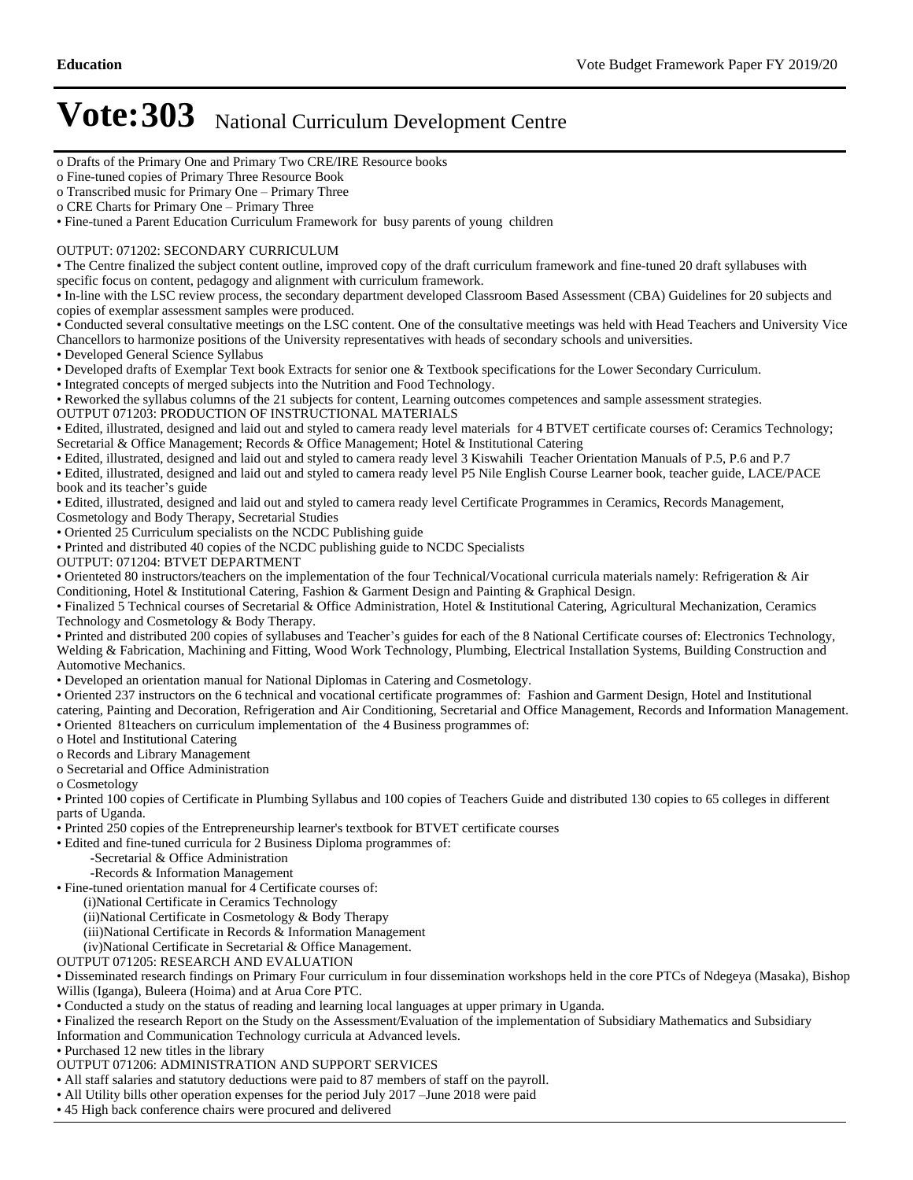# Vote:303 National Curriculum Development Centre

- o Drafts of the Primary One and Primary Two CRE/IRE Resource books
- o Fine-tuned copies of Primary Three Resource Book
- o Transcribed music for Primary One – Primary Three
- o CRE Charts for Primary One – Primary Three
- • Fine-tuned a Parent Education Curriculum Framework for busy parents of young children

OUTPUT: 071202: SECONDARY CURRICULUM

- • The Centre finalized the subject content outline, improved copy of the draft curriculum framework and fine-tuned 20 draft syllabuses with specific focus on content, pedagogy and alignment with curriculum framework.
- • In-line with the LSC review process, the secondary department developed Classroom Based Assessment (CBA) Guidelines for 20 subjects and copies of exemplar assessment samples were produced.
- • Conducted several consultative meetings on the LSC content. One of the consultative meetings was held with Head Teachers and University Vice Chancellors to harmonize positions of the University representatives with heads of secondary schools and universities.
- • Developed General Science Syllabus
- • Developed drafts of Exemplar Text book Extracts for senior one & Textbook specifications for the Lower Secondary Curriculum.
- • Integrated concepts of merged subjects into the Nutrition and Food Technology.
- • Reworked the syllabus columns of the 21 subjects for content, Learning outcomes competences and sample assessment strategies.

OUTPUT 071203: PRODUCTION OF INSTRUCTIONAL MATERIALS

- • Edited, illustrated, designed and laid out and styled to camera ready level materials for 4 BTVET certificate courses of: Ceramics Technology; Secretarial & Office Management; Records & Office Management; Hotel & Institutional Catering
- • Edited, illustrated, designed and laid out and styled to camera ready level 3 Kiswahili Teacher Orientation Manuals of P.5, P.6 and P.7
- • Edited, illustrated, designed and laid out and styled to camera ready level P5 Nile English Course Learner book, teacher guide, LACE/PACE book and its teacher's guide
- • Edited, illustrated, designed and laid out and styled to camera ready level Certificate Programmes in Ceramics, Records Management, Cosmetology and Body Therapy, Secretarial Studies
- • Oriented 25 Curriculum specialists on the NCDC Publishing guide
- • Printed and distributed 40 copies of the NCDC publishing guide to NCDC Specialists

OUTPUT: 071204: BTVET DEPARTMENT

- • Orienteted 80 instructors/teachers on the implementation of the four Technical/Vocational curricula materials namely: Refrigeration & Air Conditioning, Hotel & Institutional Catering, Fashion & Garment Design and Painting & Graphical Design.
- • Finalized 5 Technical courses of Secretarial & Office Administration, Hotel & Institutional Catering, Agricultural Mechanization, Ceramics Technology and Cosmetology & Body Therapy.
- • Printed and distributed 200 copies of syllabuses and Teacher's guides for each of the 8 National Certificate courses of: Electronics Technology, Welding & Fabrication, Machining and Fitting, Wood Work Technology, Plumbing, Electrical Installation Systems, Building Construction and Automotive Mechanics.
- • Developed an orientation manual for National Diplomas in Catering and Cosmetology.
- • Oriented 237 instructors on the 6 technical and vocational certificate programmes of: Fashion and Garment Design, Hotel and Institutional catering, Painting and Decoration, Refrigeration and Air Conditioning, Secretarial and Office Management, Records and Information Management.
- • Oriented 81teachers on curriculum implementation of the 4 Business programmes of:
- o Hotel and Institutional Catering
- o Records and Library Management
- o Secretarial and Office Administration
- o Cosmetology
- • Printed 100 copies of Certificate in Plumbing Syllabus and 100 copies of Teachers Guide and distributed 130 copies to 65 colleges in different parts of Uganda.
- • Printed 250 copies of the Entrepreneurship learner's textbook for BTVET certificate courses
- • Edited and fine-tuned curricula for 2 Business Diploma programmes of:
  - -Secretarial & Office Administration
  - -Records & Information Management
- • Fine-tuned orientation manual for 4 Certificate courses of:
  - (i)National Certificate in Ceramics Technology
  - (ii)National Certificate in Cosmetology & Body Therapy
  - (iii)National Certificate in Records & Information Management
  - (iv)National Certificate in Secretarial & Office Management.

OUTPUT 071205: RESEARCH AND EVALUATION

- • Disseminated research findings on Primary Four curriculum in four dissemination workshops held in the core PTCs of Ndegeya (Masaka), Bishop Willis (Iganga), Buleera (Hoima) and at Arua Core PTC.
- • Conducted a study on the status of reading and learning local languages at upper primary in Uganda.
- • Finalized the research Report on the Study on the Assessment/Evaluation of the implementation of Subsidiary Mathematics and Subsidiary Information and Communication Technology curricula at Advanced levels.
- • Purchased 12 new titles in the library

OUTPUT 071206: ADMINISTRATION AND SUPPORT SERVICES

- • All staff salaries and statutory deductions were paid to 87 members of staff on the payroll.
- • All Utility bills other operation expenses for the period July 2017 –June 2018 were paid
- • 45 High back conference chairs were procured and delivered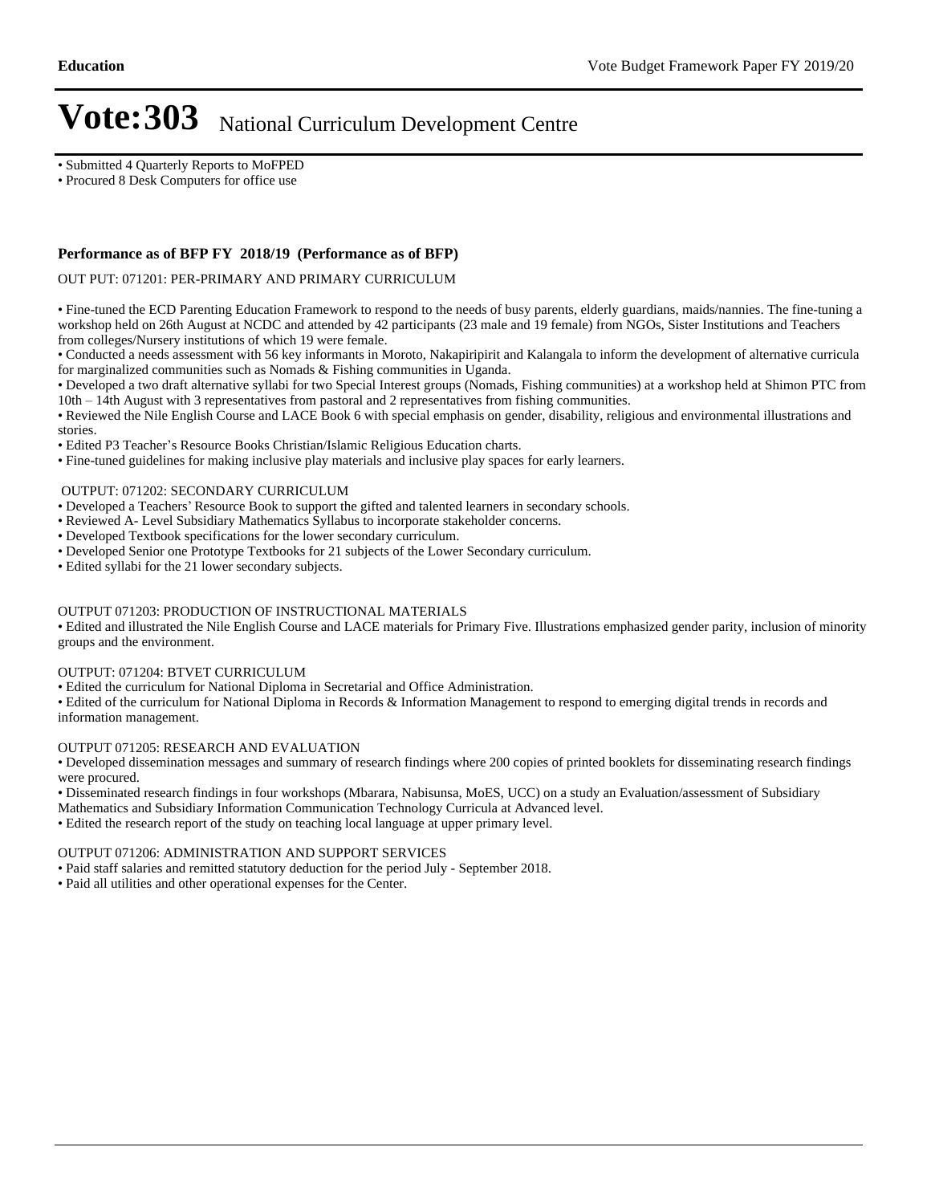- Submitted 4 Quarterly Reports to MoFPED
- Procured 8 Desk Computers for office use

**Performance as of BFP FY 2018/19 (Performance as of BFP)**

OUT PUT: 071201: PER-PRIMARY AND PRIMARY CURRICULUM

- Fine-tuned the ECD Parenting Education Framework to respond to the needs of busy parents, elderly guardians, maids/nannies. The fine-tuning a workshop held on 26th August at NCDC and attended by 42 participants (23 male and 19 female) from NGOs, Sister Institutions and Teachers from colleges/Nursery institutions of which 19 were female.
- Conducted a needs assessment with 56 key informants in Moroto, Nakapiripirit and Kalangala to inform the development of alternative curricula for marginalized communities such as Nomads & Fishing communities in Uganda.
- Developed a two draft alternative syllabi for two Special Interest groups (Nomads, Fishing communities) at a workshop held at Shimon PTC from 10th – 14th August with 3 representatives from pastoral and 2 representatives from fishing communities.
- Reviewed the Nile English Course and LACE Book 6 with special emphasis on gender, disability, religious and environmental illustrations and stories.
- Edited P3 Teacher's Resource Books Christian/Islamic Religious Education charts.
- Fine-tuned guidelines for making inclusive play materials and inclusive play spaces for early learners.

OUTPUT: 071202: SECONDARY CURRICULUM

- Developed a Teachers' Resource Book to support the gifted and talented learners in secondary schools.
- Reviewed A- Level Subsidiary Mathematics Syllabus to incorporate stakeholder concerns.
- Developed Textbook specifications for the lower secondary curriculum.
- Developed Senior one Prototype Textbooks for 21 subjects of the Lower Secondary curriculum.
- Edited syllabi for the 21 lower secondary subjects.

OUTPUT 071203: PRODUCTION OF INSTRUCTIONAL MATERIALS

- Edited and illustrated the Nile English Course and LACE materials for Primary Five. Illustrations emphasized gender parity, inclusion of minority groups and the environment.

OUTPUT: 071204: BTVET CURRICULUM

- Edited the curriculum for National Diploma in Secretarial and Office Administration.
- Edited of the curriculum for National Diploma in Records & Information Management to respond to emerging digital trends in records and information management.

OUTPUT 071205: RESEARCH AND EVALUATION

- Developed dissemination messages and summary of research findings where 200 copies of printed booklets for disseminating research findings were procured.
- Disseminated research findings in four workshops (Mbarara, Nabisunsa, MoES, UCC) on a study an Evaluation/assessment of Subsidiary Mathematics and Subsidiary Information Communication Technology Curricula at Advanced level.
- Edited the research report of the study on teaching local language at upper primary level.

OUTPUT 071206: ADMINISTRATION AND SUPPORT SERVICES

- Paid staff salaries and remitted statutory deduction for the period July - September 2018.
- Paid all utilities and other operational expenses for the Center.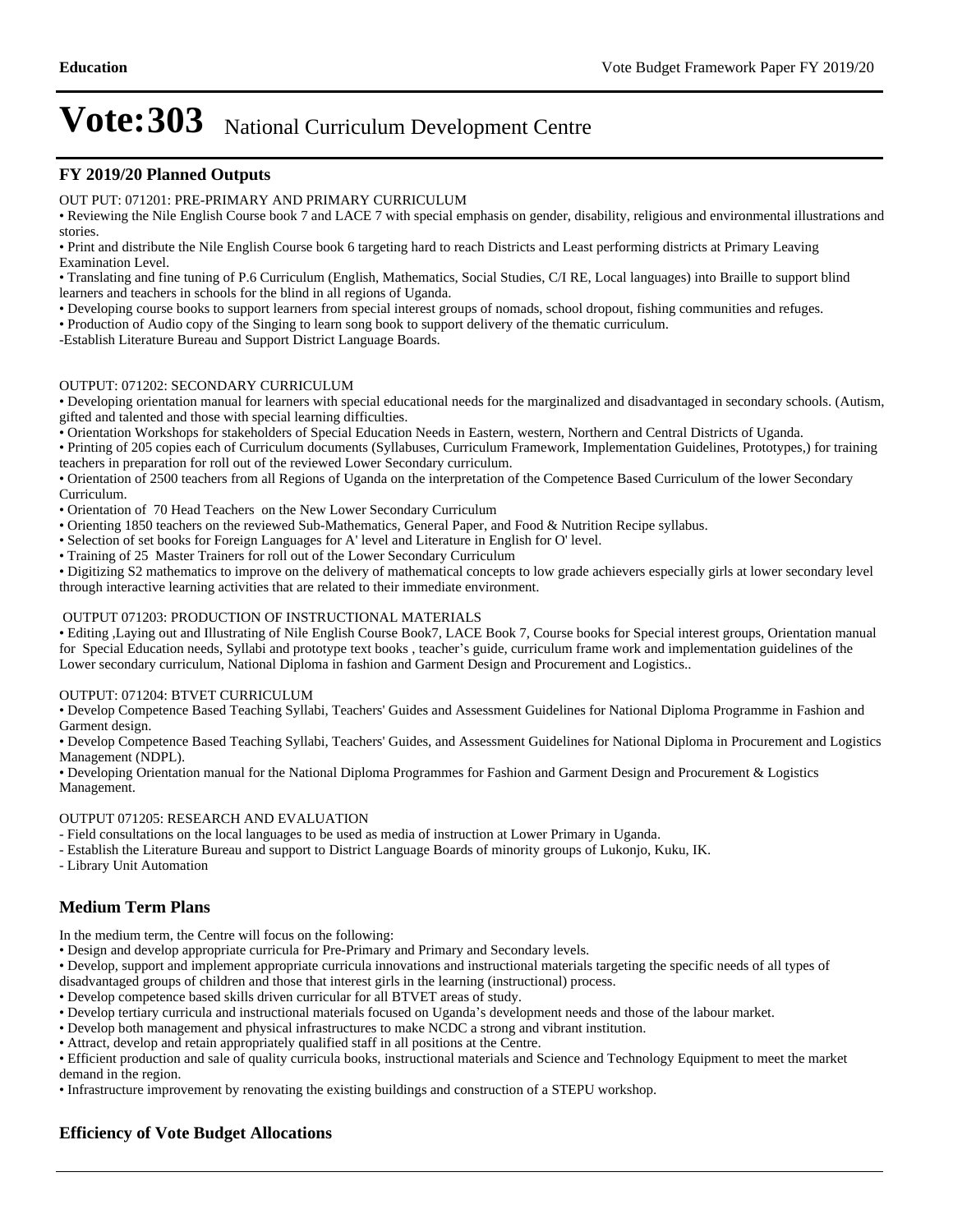# Vote:303 National Curriculum Development Centre

## FY 2019/20 Planned Outputs

OUT PUT: 071201: PRE-PRIMARY AND PRIMARY CURRICULUM

• Reviewing the Nile English Course book 7 and LACE 7 with special emphasis on gender, disability, religious and environmental illustrations and stories.

• Print and distribute the Nile English Course book 6 targeting hard to reach Districts and Least performing districts at Primary Leaving Examination Level.

• Translating and fine tuning of P.6 Curriculum (English, Mathematics, Social Studies, C/I RE, Local languages) into Braille to support blind learners and teachers in schools for the blind in all regions of Uganda.

• Developing course books to support learners from special interest groups of nomads, school dropout, fishing communities and refuges.

• Production of Audio copy of the Singing to learn song book to support delivery of the thematic curriculum.

-Establish Literature Bureau and Support District Language Boards.

OUTPUT: 071202: SECONDARY CURRICULUM

• Developing orientation manual for learners with special educational needs for the marginalized and disadvantaged in secondary schools. (Autism, gifted and talented and those with special learning difficulties.

• Orientation Workshops for stakeholders of Special Education Needs in Eastern, western, Northern and Central Districts of Uganda.

• Printing of 205 copies each of Curriculum documents (Syllabuses, Curriculum Framework, Implementation Guidelines, Prototypes,) for training teachers in preparation for roll out of the reviewed Lower Secondary curriculum.

• Orientation of 2500 teachers from all Regions of Uganda on the interpretation of the Competence Based Curriculum of the lower Secondary Curriculum.

• Orientation of 70 Head Teachers on the New Lower Secondary Curriculum

• Orienting 1850 teachers on the reviewed Sub-Mathematics, General Paper, and Food & Nutrition Recipe syllabus.

• Selection of set books for Foreign Languages for A' level and Literature in English for O' level.

• Training of 25 Master Trainers for roll out of the Lower Secondary Curriculum

• Digitizing S2 mathematics to improve on the delivery of mathematical concepts to low grade achievers especially girls at lower secondary level through interactive learning activities that are related to their immediate environment.

OUTPUT 071203: PRODUCTION OF INSTRUCTIONAL MATERIALS

• Editing ,Laying out and Illustrating of Nile English Course Book7, LACE Book 7, Course books for Special interest groups, Orientation manual for Special Education needs, Syllabi and prototype text books , teacher's guide, curriculum frame work and implementation guidelines of the Lower secondary curriculum, National Diploma in fashion and Garment Design and Procurement and Logistics..

OUTPUT: 071204: BTVET CURRICULUM

• Develop Competence Based Teaching Syllabi, Teachers' Guides and Assessment Guidelines for National Diploma Programme in Fashion and Garment design.

• Develop Competence Based Teaching Syllabi, Teachers' Guides, and Assessment Guidelines for National Diploma in Procurement and Logistics Management (NDPL).

• Developing Orientation manual for the National Diploma Programmes for Fashion and Garment Design and Procurement & Logistics Management.

OUTPUT 071205: RESEARCH AND EVALUATION

- Field consultations on the local languages to be used as media of instruction at Lower Primary in Uganda.
- Establish the Literature Bureau and support to District Language Boards of minority groups of Lukonjo, Kuku, IK.
- Library Unit Automation

## Medium Term Plans

In the medium term, the Centre will focus on the following:

• Design and develop appropriate curricula for Pre-Primary and Primary and Secondary levels.

• Develop, support and implement appropriate curricula innovations and instructional materials targeting the specific needs of all types of disadvantaged groups of children and those that interest girls in the learning (instructional) process.

• Develop competence based skills driven curricular for all BTVET areas of study.

• Develop tertiary curricula and instructional materials focused on Uganda's development needs and those of the labour market.

• Develop both management and physical infrastructures to make NCDC a strong and vibrant institution.

• Attract, develop and retain appropriately qualified staff in all positions at the Centre.

• Efficient production and sale of quality curricula books, instructional materials and Science and Technology Equipment to meet the market demand in the region.

• Infrastructure improvement by renovating the existing buildings and construction of a STEPU workshop.

## Efficiency of Vote Budget Allocations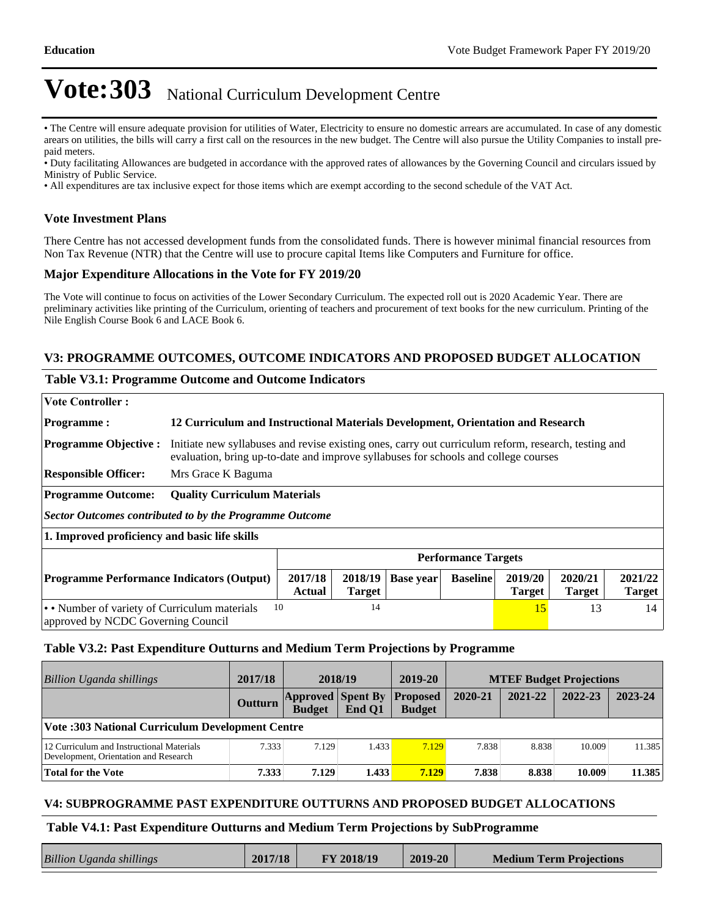# Vote:303 National Curriculum Development Centre

• The Centre will ensure adequate provision for utilities of Water, Electricity to ensure no domestic arrears are accumulated. In case of any domestic arears on utilities, the bills will carry a first call on the resources in the new budget. The Centre will also pursue the Utility Companies to install pre-paid meters.
• Duty facilitating Allowances are budgeted in accordance with the approved rates of allowances by the Governing Council and circulars issued by Ministry of Public Service.
• All expenditures are tax inclusive expect for those items which are exempt according to the second schedule of the VAT Act.

### Vote Investment Plans

There Centre has not accessed development funds from the consolidated funds. There is however minimal financial resources from Non Tax Revenue (NTR) that the Centre will use to procure capital Items like Computers and Furniture for office.

### Major Expenditure Allocations in the Vote for FY 2019/20

The Vote will continue to focus on activities of the Lower Secondary Curriculum. The expected roll out is 2020 Academic Year. There are preliminary activities like printing of the Curriculum, orienting of teachers and procurement of text books for the new curriculum. Printing of the Nile English Course Book 6 and LACE Book 6.

## V3: PROGRAMME OUTCOMES, OUTCOME INDICATORS AND PROPOSED BUDGET ALLOCATION

### Table V3.1: Programme Outcome and Outcome Indicators

**Vote Controller :**

**Programme :** **12 Curriculum and Instructional Materials Development, Orientation and Research**

**Programme Objective :** Initiate new syllabuses and revise existing ones, carry out curriculum reform, research, testing and evaluation, bring up-to-date and improve syllabuses for schools and college courses

**Responsible Officer:** Mrs Grace K Baguma

**Programme Outcome:** **Quality Curriculum Materials**

***Sector Outcomes contributed to by the Programme Outcome***

**1. Improved proficiency and basic life skills**

| | Performance Targets | | | | | | |
|---|---|---|---|---|---|---|---|
| **Programme Performance Indicators (Output)** | **2017/18 Actual** | **2018/19 Target** | **Base year** | **Baseline** | **2019/20 Target** | **2020/21 Target** | **2021/22 Target** |
| • • Number of variety of Curriculum materials approved by NCDC Governing Council | 10 | 14 | | | 15 | 13 | 14 |

### Table V3.2: Past Expenditure Outturns and Medium Term Projections by Programme

| *Billion Uganda shillings* | 2017/18 | 2018/19 | | 2019-20 | MTEF Budget Projections | | | |
|---|---|---|---|---|---|---|---|---|
| | **Outturn** | **Approved Budget** | **Spent By End Q1** | **Proposed Budget** | **2020-21** | **2021-22** | **2022-23** | **2023-24** |
| **Vote :303 National Curriculum Development Centre** | | | | | | | | |
| 12 Curriculum and Instructional Materials Development, Orientation and Research | 7.333 | 7.129 | 1.433 | 7.129 | 7.838 | 8.838 | 10.009 | 11.385 |
| **Total for the Vote** | **7.333** | **7.129** | **1.433** | **7.129** | **7.838** | **8.838** | **10.009** | **11.385** |

## V4: SUBPROGRAMME PAST EXPENDITURE OUTTURNS AND PROPOSED BUDGET ALLOCATIONS

### Table V4.1: Past Expenditure Outturns and Medium Term Projections by SubProgramme

| *Billion Uganda shillings* | 2017/18 | FY 2018/19 | 2019-20 | Medium Term Projections |
|---|---|---|---|---|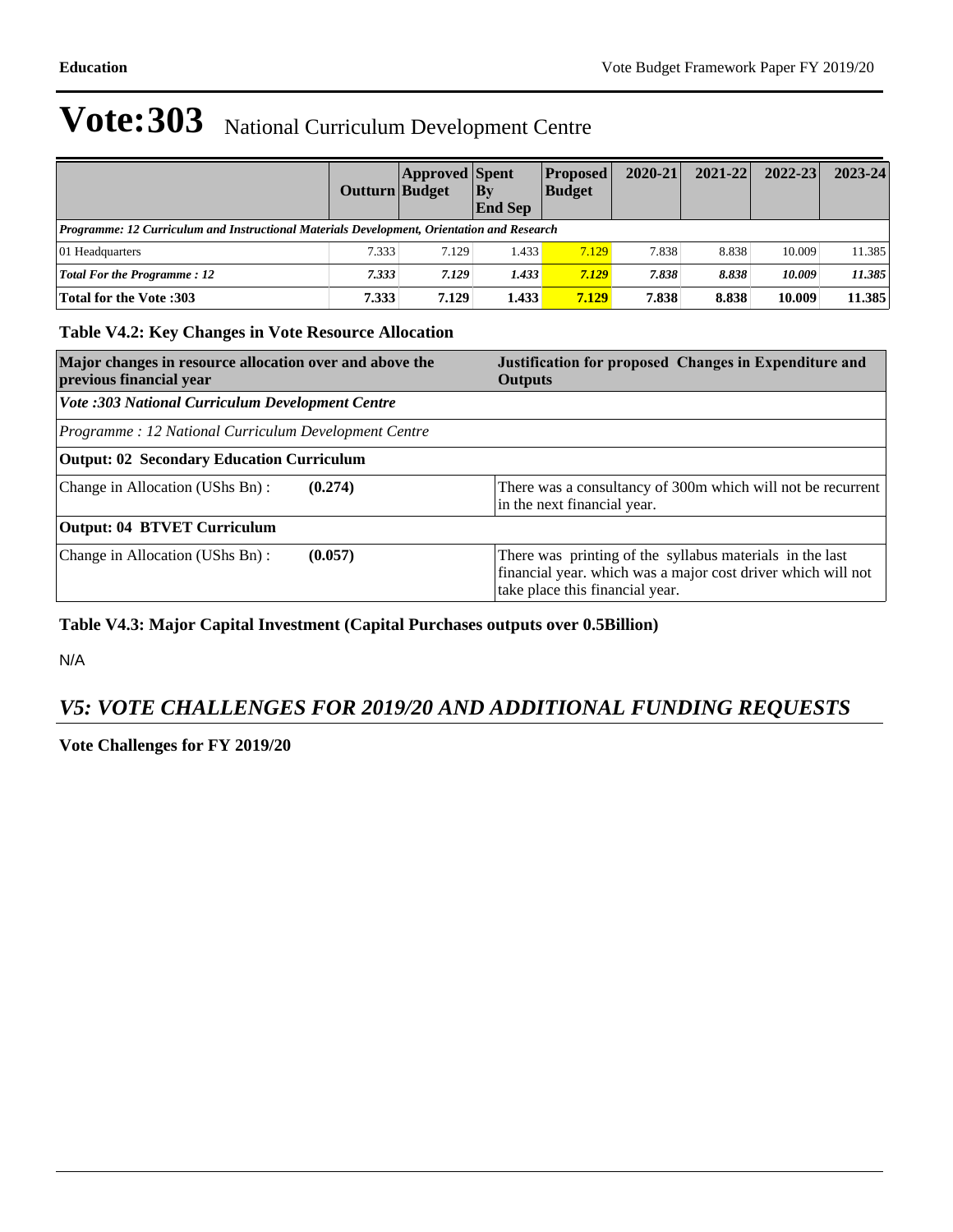# Vote:303 National Curriculum Development Centre

| | Outturn | Approved Budget | Spent By End Sep | Proposed Budget | 2020-21 | 2021-22 | 2022-23 | 2023-24 |
|---|---|---|---|---|---|---|---|---|
| *Programme: 12 Curriculum and Instructional Materials Development, Orientation and Research* | | | | | | | | |
| 01 Headquarters | 7.333 | 7.129 | 1.433 | 7.129 | 7.838 | 8.838 | 10.009 | 11.385 |
| ***Total For the Programme : 12*** | ***7.333*** | ***7.129*** | ***1.433*** | ***7.129*** | ***7.838*** | ***8.838*** | ***10.009*** | ***11.385*** |
| **Total for the Vote :303** | **7.333** | **7.129** | **1.433** | **7.129** | **7.838** | **8.838** | **10.009** | **11.385** |

### Table V4.2: Key Changes in Vote Resource Allocation

| Major changes in resource allocation over and above the previous financial year | | Justification for proposed Changes in Expenditure and Outputs |
|---|---|---|
| *Vote :303 National Curriculum Development Centre* | | |
| *Programme : 12 National Curriculum Development Centre* | | |
| **Output: 02 Secondary Education Curriculum** | | |
| Change in Allocation (UShs Bn) : | **(0.274)** | There was a consultancy of 300m which will not be recurrent in the next financial year. |
| **Output: 04 BTVET Curriculum** | | |
| Change in Allocation (UShs Bn) : | **(0.057)** | There was printing of the syllabus materials in the last financial year. which was a major cost driver which will not take place this financial year. |

### Table V4.3: Major Capital Investment (Capital Purchases outputs over 0.5Billion)

N/A

## *V5: VOTE CHALLENGES FOR 2019/20 AND ADDITIONAL FUNDING REQUESTS*

**Vote Challenges for FY 2019/20**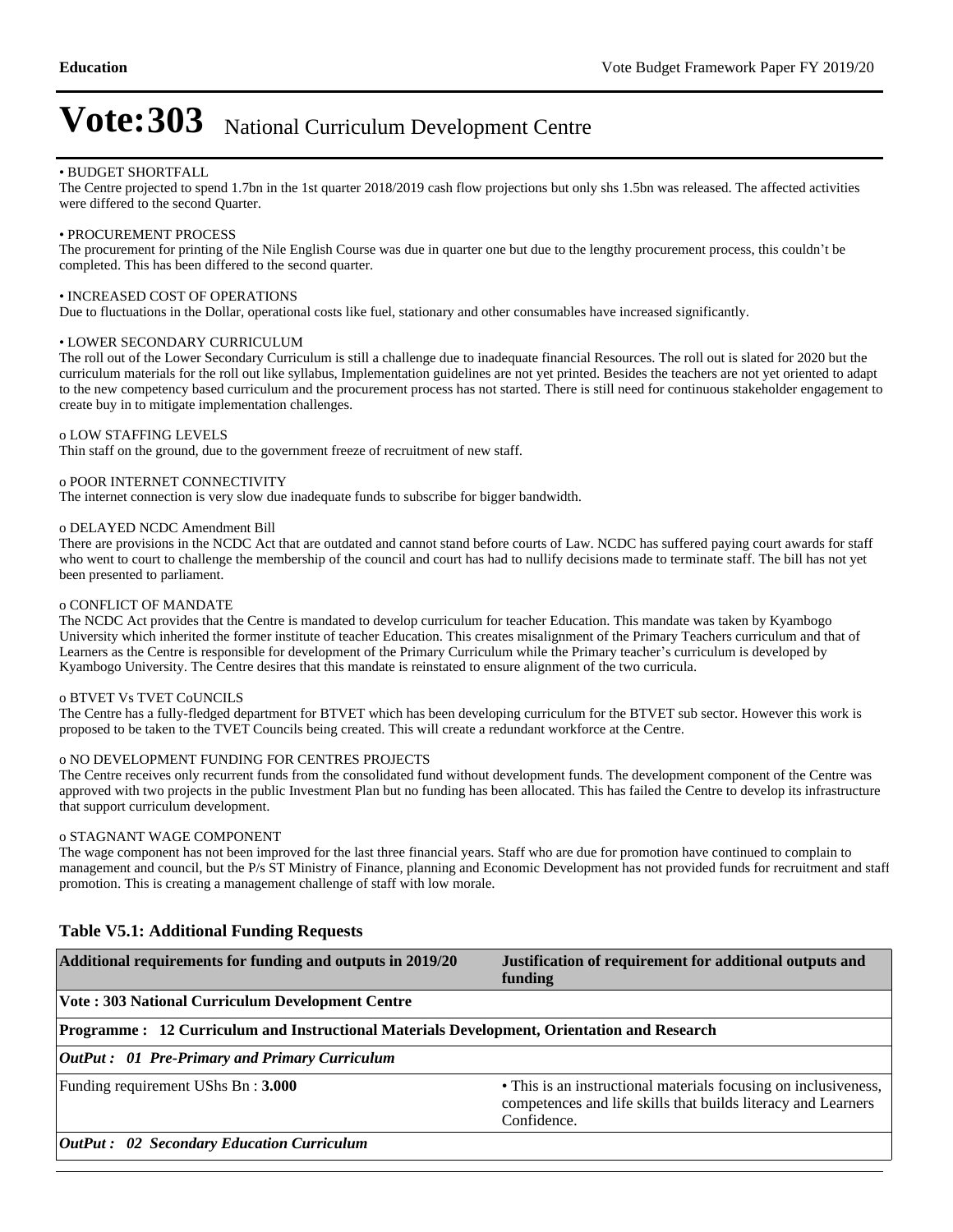# Vote:303 National Curriculum Development Centre

• BUDGET SHORTFALL
The Centre projected to spend 1.7bn in the 1st quarter 2018/2019 cash flow projections but only shs 1.5bn was released. The affected activities were differed to the second Quarter.

• PROCUREMENT PROCESS
The procurement for printing of the Nile English Course was due in quarter one but due to the lengthy procurement process, this couldn't be completed. This has been differed to the second quarter.

• INCREASED COST OF OPERATIONS
Due to fluctuations in the Dollar, operational costs like fuel, stationary and other consumables have increased significantly.

• LOWER SECONDARY CURRICULUM
The roll out of the Lower Secondary Curriculum is still a challenge due to inadequate financial Resources. The roll out is slated for 2020 but the curriculum materials for the roll out like syllabus, Implementation guidelines are not yet printed. Besides the teachers are not yet oriented to adapt to the new competency based curriculum and the procurement process has not started. There is still need for continuous stakeholder engagement to create buy in to mitigate implementation challenges.

o LOW STAFFING LEVELS
Thin staff on the ground, due to the government freeze of recruitment of new staff.

o POOR INTERNET CONNECTIVITY
The internet connection is very slow due inadequate funds to subscribe for bigger bandwidth.

o DELAYED NCDC Amendment Bill
There are provisions in the NCDC Act that are outdated and cannot stand before courts of Law. NCDC has suffered paying court awards for staff who went to court to challenge the membership of the council and court has had to nullify decisions made to terminate staff. The bill has not yet been presented to parliament.

o CONFLICT OF MANDATE
The NCDC Act provides that the Centre is mandated to develop curriculum for teacher Education. This mandate was taken by Kyambogo University which inherited the former institute of teacher Education. This creates misalignment of the Primary Teachers curriculum and that of Learners as the Centre is responsible for development of the Primary Curriculum while the Primary teacher's curriculum is developed by Kyambogo University. The Centre desires that this mandate is reinstated to ensure alignment of the two curricula.

o BTVET Vs TVET CoUNCILS
The Centre has a fully-fledged department for BTVET which has been developing curriculum for the BTVET sub sector. However this work is proposed to be taken to the TVET Councils being created. This will create a redundant workforce at the Centre.

o NO DEVELOPMENT FUNDING FOR CENTRES PROJECTS
The Centre receives only recurrent funds from the consolidated fund without development funds. The development component of the Centre was approved with two projects in the public Investment Plan but no funding has been allocated. This has failed the Centre to develop its infrastructure that support curriculum development.

o STAGNANT WAGE COMPONENT
The wage component has not been improved for the last three financial years. Staff who are due for promotion have continued to complain to management and council, but the P/s ST Ministry of Finance, planning and Economic Development has not provided funds for recruitment and staff promotion. This is creating a management challenge of staff with low morale.

### Table V5.1: Additional Funding Requests

| Additional requirements for funding and outputs in 2019/20 | Justification of requirement for additional outputs and funding |
|---|---|
| **Vote : 303 National Curriculum Development Centre** | |
| **Programme : 12 Curriculum and Instructional Materials Development, Orientation and Research** | |
| ***OutPut : 01 Pre-Primary and Primary Curriculum*** | |
| Funding requirement UShs Bn : **3.000** | • This is an instructional materials focusing on inclusiveness, competences and life skills that builds literacy and Learners Confidence. |
| ***OutPut : 02 Secondary Education Curriculum*** | |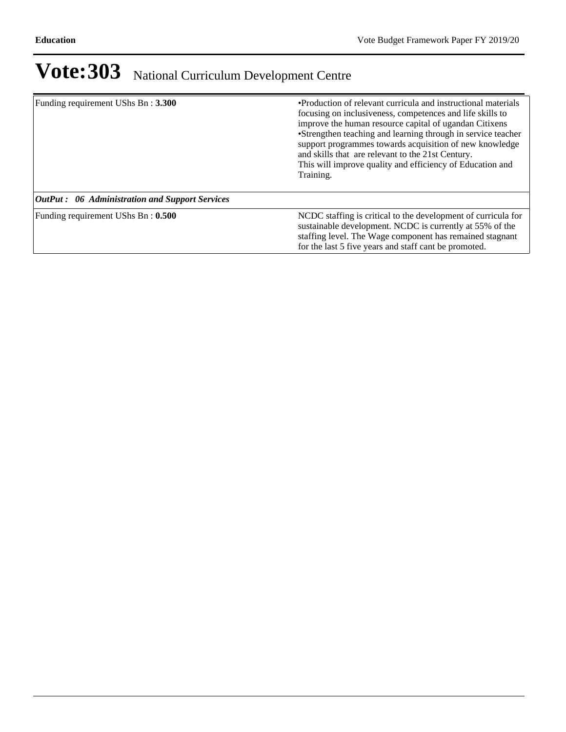# Vote:303 National Curriculum Development Centre

| | |
|---|---|
| Funding requirement UShs Bn : **3.300** | •Production of relevant curricula and instructional materials focusing on inclusiveness, competences and life skills to improve the human resource capital of ugandan Citixens<br>•Strengthen teaching and learning through in service teacher support programmes towards acquisition of new knowledge and skills that are relevant to the 21st Century.<br>This will improve quality and efficiency of Education and Training. |
| ***OutPut : 06 Administration and Support Services*** | |
| Funding requirement UShs Bn : **0.500** | NCDC staffing is critical to the development of curricula for sustainable development. NCDC is currently at 55% of the staffing level. The Wage component has remained stagnant for the last 5 five years and staff cant be promoted. |